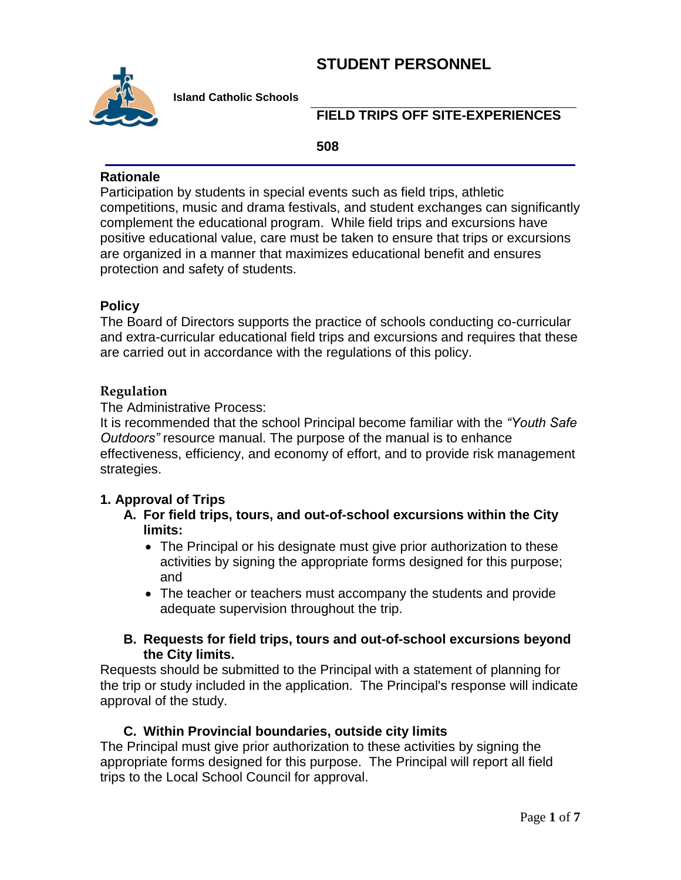# STUDENT PERSONNEL

**Island Catholic Schools**

## FIELD TRIPS OFF SITE-EXPERIENCES

**508**

### Rationale

Participation by students in special events such as field trips, athletic competitions, music and drama festivals, and student exchanges can significantly complement the educational program. While field trips and excursions have positive educational value, care must be taken to ensure that trips or excursions are organized in a manner that maximizes educational benefit and ensures protection and safety of students.

### Policy

The Board of Directors supports the practice of schools conducting co-curricular and extra-curricular educational field trips and excursions and requires that these are carried out in accordance with the regulations of this policy.

### Regulation

The Administrative Process:

It is recommended that the school Principal become familiar with the *"Youth Safe Outdoors"* resource manual. The purpose of the manual is to enhance effectiveness, efficiency, and economy of effort, and to provide risk management strategies.

#### 1. Approval of Trips

**A. For field trips, tours, and out-of-school excursions within the City limits:**

- The Principal or his designate must give prior authorization to these activities by signing the appropriate forms designed for this purpose; and
- The teacher or teachers must accompany the students and provide adequate supervision throughout the trip.

**B. Requests for field trips, tours and out-of-school excursions beyond the City limits.**

Requests should be submitted to the Principal with a statement of planning for the trip or study included in the application. The Principal's response will indicate approval of the study.

**C. Within Provincial boundaries, outside city limits**

The Principal must give prior authorization to these activities by signing the appropriate forms designed for this purpose. The Principal will report all field trips to the Local School Council for approval.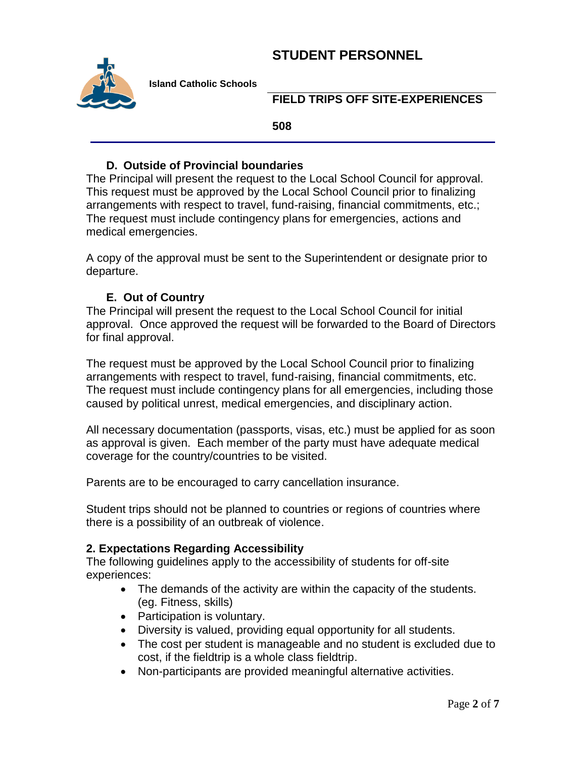#### D. Outside of Provincial boundaries

The Principal will present the request to the Local School Council for approval. This request must be approved by the Local School Council prior to finalizing arrangements with respect to travel, fund-raising, financial commitments, etc.; The request must include contingency plans for emergencies, actions and medical emergencies.

A copy of the approval must be sent to the Superintendent or designate prior to departure.

#### E. Out of Country

The Principal will present the request to the Local School Council for initial approval. Once approved the request will be forwarded to the Board of Directors for final approval.

The request must be approved by the Local School Council prior to finalizing arrangements with respect to travel, fund-raising, financial commitments, etc. The request must include contingency plans for all emergencies, including those caused by political unrest, medical emergencies, and disciplinary action.

All necessary documentation (passports, visas, etc.) must be applied for as soon as approval is given. Each member of the party must have adequate medical coverage for the country/countries to be visited.

Parents are to be encouraged to carry cancellation insurance.

Student trips should not be planned to countries or regions of countries where there is a possibility of an outbreak of violence.

### 2. Expectations Regarding Accessibility

The following guidelines apply to the accessibility of students for off-site experiences:

- The demands of the activity are within the capacity of the students. (eg. Fitness, skills)
- Participation is voluntary.
- Diversity is valued, providing equal opportunity for all students.
- The cost per student is manageable and no student is excluded due to cost, if the fieldtrip is a whole class fieldtrip.
- Non-participants are provided meaningful alternative activities.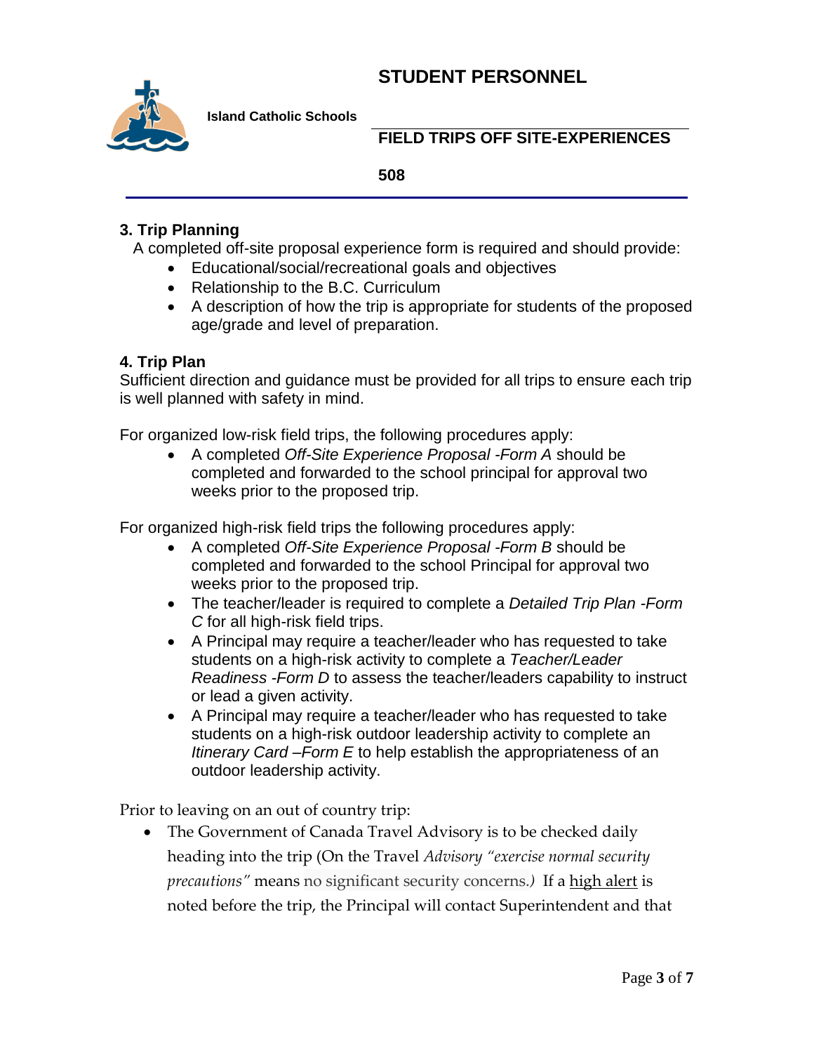### 3. Trip Planning

A completed off-site proposal experience form is required and should provide:

- Educational/social/recreational goals and objectives
- Relationship to the B.C. Curriculum
- A description of how the trip is appropriate for students of the proposed age/grade and level of preparation.

### 4. Trip Plan

Sufficient direction and guidance must be provided for all trips to ensure each trip is well planned with safety in mind.

For organized low-risk field trips, the following procedures apply:

- A completed *Off-Site Experience Proposal -Form A* should be completed and forwarded to the school principal for approval two weeks prior to the proposed trip.

For organized high-risk field trips the following procedures apply:

- A completed *Off-Site Experience Proposal -Form B* should be completed and forwarded to the school Principal for approval two weeks prior to the proposed trip.
- The teacher/leader is required to complete a *Detailed Trip Plan -Form C* for all high-risk field trips.
- A Principal may require a teacher/leader who has requested to take students on a high-risk activity to complete a *Teacher/Leader Readiness -Form D* to assess the teacher/leaders capability to instruct or lead a given activity.
- A Principal may require a teacher/leader who has requested to take students on a high-risk outdoor leadership activity to complete an *Itinerary Card –Form E* to help establish the appropriateness of an outdoor leadership activity.

Prior to leaving on an out of country trip:

- The Government of Canada Travel Advisory is to be checked daily heading into the trip (On the Travel *Advisory "exercise normal security precautions"* means no significant security concerns.*)* If a high alert is noted before the trip, the Principal will contact Superintendent and that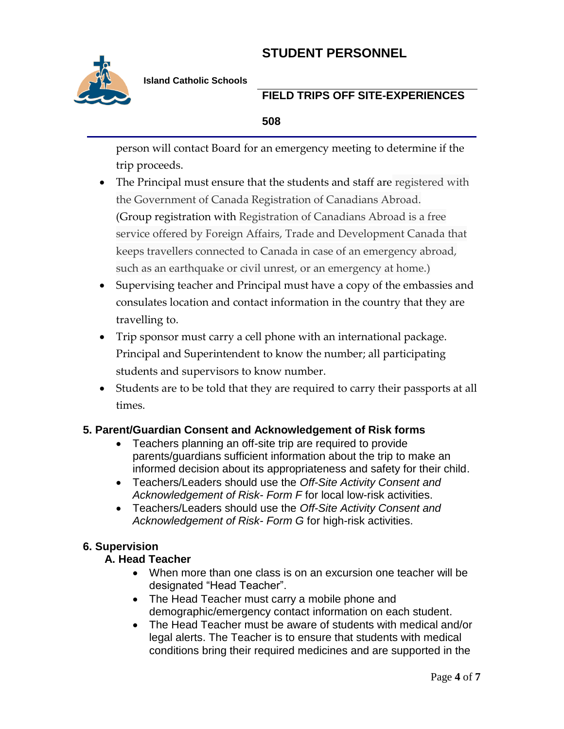person will contact Board for an emergency meeting to determine if the trip proceeds.

- The Principal must ensure that the students and staff are registered with the Government of Canada Registration of Canadians Abroad. (Group registration with Registration of Canadians Abroad is a free service offered by Foreign Affairs, Trade and Development Canada that keeps travellers connected to Canada in case of an emergency abroad, such as an earthquake or civil unrest, or an emergency at home.)
- Supervising teacher and Principal must have a copy of the embassies and consulates location and contact information in the country that they are travelling to.
- Trip sponsor must carry a cell phone with an international package. Principal and Superintendent to know the number; all participating students and supervisors to know number.
- Students are to be told that they are required to carry their passports at all times.

## 5. Parent/Guardian Consent and Acknowledgement of Risk forms

- Teachers planning an off-site trip are required to provide parents/guardians sufficient information about the trip to make an informed decision about its appropriateness and safety for their child.
- Teachers/Leaders should use the *Off-Site Activity Consent and Acknowledgement of Risk- Form F* for local low-risk activities.
- Teachers/Leaders should use the *Off-Site Activity Consent and Acknowledgement of Risk- Form G* for high-risk activities.

## 6. Supervision

### A. Head Teacher

- When more than one class is on an excursion one teacher will be designated "Head Teacher".
- The Head Teacher must carry a mobile phone and demographic/emergency contact information on each student.
- The Head Teacher must be aware of students with medical and/or legal alerts. The Teacher is to ensure that students with medical conditions bring their required medicines and are supported in the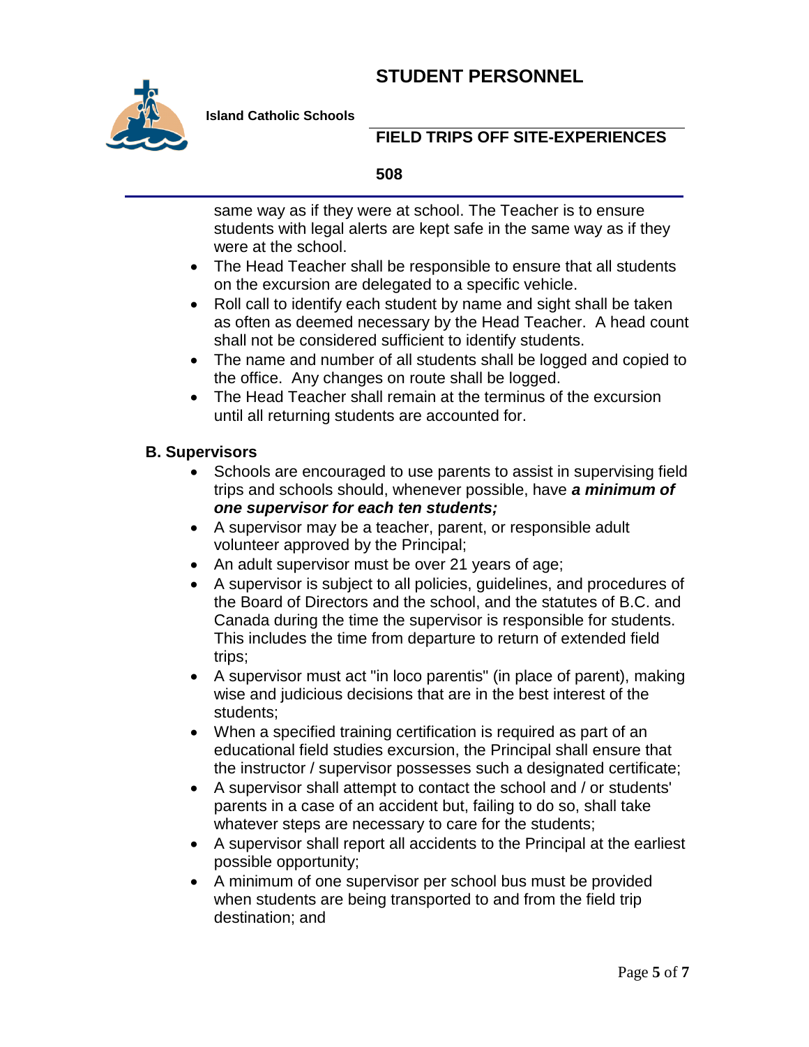same way as if they were at school. The Teacher is to ensure students with legal alerts are kept safe in the same way as if they were at the school.

- The Head Teacher shall be responsible to ensure that all students on the excursion are delegated to a specific vehicle.
- Roll call to identify each student by name and sight shall be taken as often as deemed necessary by the Head Teacher. A head count shall not be considered sufficient to identify students.
- The name and number of all students shall be logged and copied to the office. Any changes on route shall be logged.
- The Head Teacher shall remain at the terminus of the excursion until all returning students are accounted for.

## B. Supervisors

- Schools are encouraged to use parents to assist in supervising field trips and schools should, whenever possible, have ***a minimum of one supervisor for each ten students;***
- A supervisor may be a teacher, parent, or responsible adult volunteer approved by the Principal;
- An adult supervisor must be over 21 years of age;
- A supervisor is subject to all policies, guidelines, and procedures of the Board of Directors and the school, and the statutes of B.C. and Canada during the time the supervisor is responsible for students. This includes the time from departure to return of extended field trips;
- A supervisor must act "in loco parentis" (in place of parent), making wise and judicious decisions that are in the best interest of the students;
- When a specified training certification is required as part of an educational field studies excursion, the Principal shall ensure that the instructor / supervisor possesses such a designated certificate;
- A supervisor shall attempt to contact the school and / or students' parents in a case of an accident but, failing to do so, shall take whatever steps are necessary to care for the students;
- A supervisor shall report all accidents to the Principal at the earliest possible opportunity;
- A minimum of one supervisor per school bus must be provided when students are being transported to and from the field trip destination; and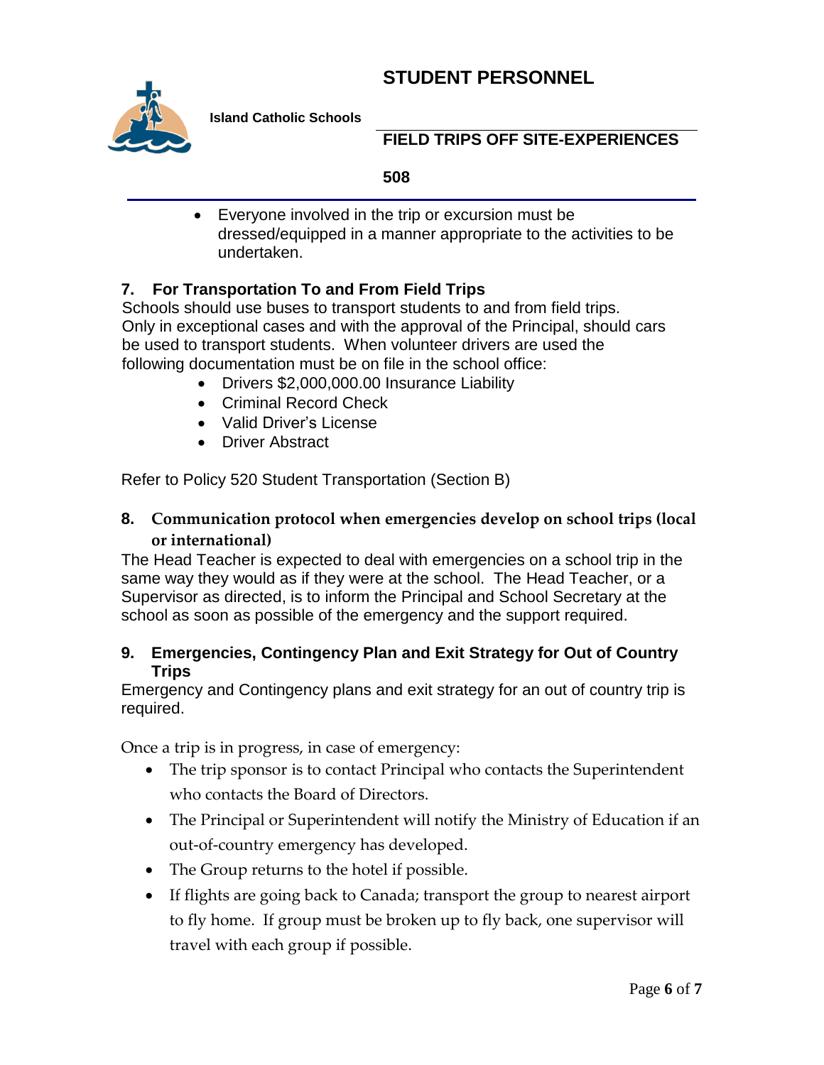- Everyone involved in the trip or excursion must be dressed/equipped in a manner appropriate to the activities to be undertaken.

### 7. For Transportation To and From Field Trips

Schools should use buses to transport students to and from field trips. Only in exceptional cases and with the approval of the Principal, should cars be used to transport students. When volunteer drivers are used the following documentation must be on file in the school office:

- Drivers $2,000,000.00 Insurance Liability
- Criminal Record Check
- Valid Driver's License
- Driver Abstract

Refer to Policy 520 Student Transportation (Section B)

### 8. Communication protocol when emergencies develop on school trips (local or international)

The Head Teacher is expected to deal with emergencies on a school trip in the same way they would as if they were at the school. The Head Teacher, or a Supervisor as directed, is to inform the Principal and School Secretary at the school as soon as possible of the emergency and the support required.

### 9. Emergencies, Contingency Plan and Exit Strategy for Out of Country Trips

Emergency and Contingency plans and exit strategy for an out of country trip is required.

Once a trip is in progress, in case of emergency:

- The trip sponsor is to contact Principal who contacts the Superintendent who contacts the Board of Directors.
- The Principal or Superintendent will notify the Ministry of Education if an out-of-country emergency has developed.
- The Group returns to the hotel if possible.
- If flights are going back to Canada; transport the group to nearest airport to fly home. If group must be broken up to fly back, one supervisor will travel with each group if possible.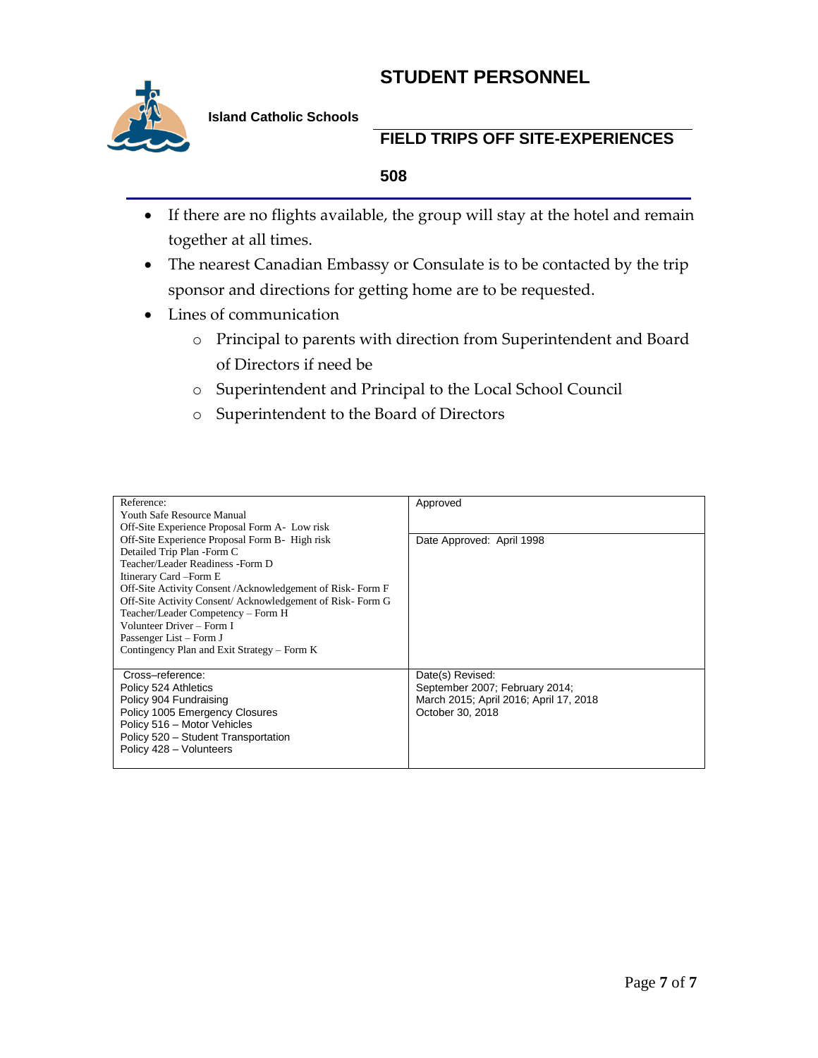- If there are no flights available, the group will stay at the hotel and remain together at all times.
- The nearest Canadian Embassy or Consulate is to be contacted by the trip sponsor and directions for getting home are to be requested.
- Lines of communication
  - Principal to parents with direction from Superintendent and Board of Directors if need be
  - Superintendent and Principal to the Local School Council
  - Superintendent to the Board of Directors

| | |
|---|---|
| Reference:<br>Youth Safe Resource Manual<br>Off-Site Experience Proposal Form A- Low risk<br>Off-Site Experience Proposal Form B- High risk<br>Detailed Trip Plan -Form C<br>Teacher/Leader Readiness -Form D<br>Itinerary Card –Form E<br>Off-Site Activity Consent /Acknowledgement of Risk- Form F<br>Off-Site Activity Consent/ Acknowledgement of Risk- Form G<br>Teacher/Leader Competency – Form H<br>Volunteer Driver – Form I<br>Passenger List – Form J<br>Contingency Plan and Exit Strategy – Form K | Approved<br><br>Date Approved: April 1998 |
| Cross–reference:<br>Policy 524 Athletics<br>Policy 904 Fundraising<br>Policy 1005 Emergency Closures<br>Policy 516 – Motor Vehicles<br>Policy 520 – Student Transportation<br>Policy 428 – Volunteers | Date(s) Revised:<br>September 2007; February 2014;<br>March 2015; April 2016; April 17, 2018<br>October 30, 2018 |